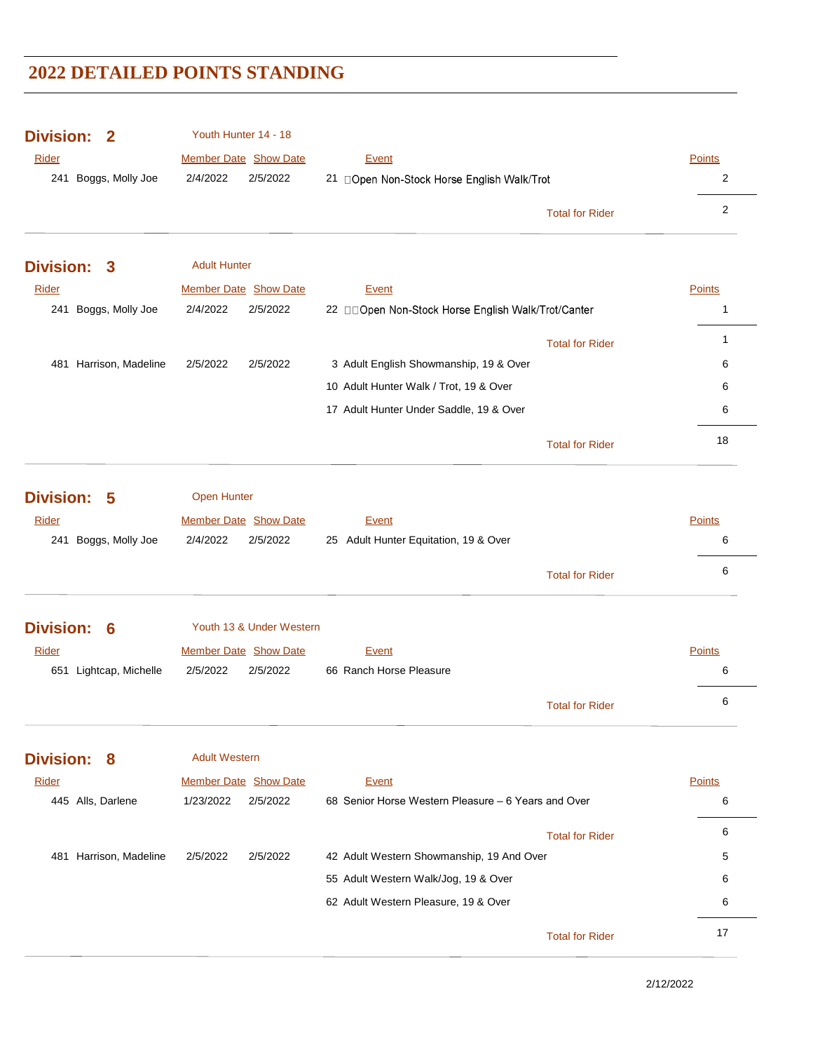# 2022 DETAILED POINTS STANDING

## Division: 2 — Youth Hunter 14 - 18

| Rider | Member Date | Show Date | Event | Points |
|---|---|---|---|---|
| 241 Boggs, Molly Joe | 2/4/2022 | 2/5/2022 | 21 Open Non-Stock Horse English Walk/Trot | 2 |
| | | | Total for Rider | 2 |

## Division: 3 — Adult Hunter

| Rider | Member Date | Show Date | Event | Points |
|---|---|---|---|---|
| 241 Boggs, Molly Joe | 2/4/2022 | 2/5/2022 | 22 Open Non-Stock Horse English Walk/Trot/Canter | 1 |
| | | | Total for Rider | 1 |
| 481 Harrison, Madeline | 2/5/2022 | 2/5/2022 | 3 Adult English Showmanship, 19 & Over | 6 |
| | | | 10 Adult Hunter Walk / Trot, 19 & Over | 6 |
| | | | 17 Adult Hunter Under Saddle, 19 & Over | 6 |
| | | | Total for Rider | 18 |

## Division: 5 — Open Hunter

| Rider | Member Date | Show Date | Event | Points |
|---|---|---|---|---|
| 241 Boggs, Molly Joe | 2/4/2022 | 2/5/2022 | 25 Adult Hunter Equitation, 19 & Over | 6 |
| | | | Total for Rider | 6 |

## Division: 6 — Youth 13 & Under Western

| Rider | Member Date | Show Date | Event | Points |
|---|---|---|---|---|
| 651 Lightcap, Michelle | 2/5/2022 | 2/5/2022 | 66 Ranch Horse Pleasure | 6 |
| | | | Total for Rider | 6 |

## Division: 8 — Adult Western

| Rider | Member Date | Show Date | Event | Points |
|---|---|---|---|---|
| 445 Alls, Darlene | 1/23/2022 | 2/5/2022 | 68 Senior Horse Western Pleasure – 6 Years and Over | 6 |
| | | | Total for Rider | 6 |
| 481 Harrison, Madeline | 2/5/2022 | 2/5/2022 | 42 Adult Western Showmanship, 19 And Over | 5 |
| | | | 55 Adult Western Walk/Jog, 19 & Over | 6 |
| | | | 62 Adult Western Pleasure, 19 & Over | 6 |
| | | | Total for Rider | 17 |

2/12/2022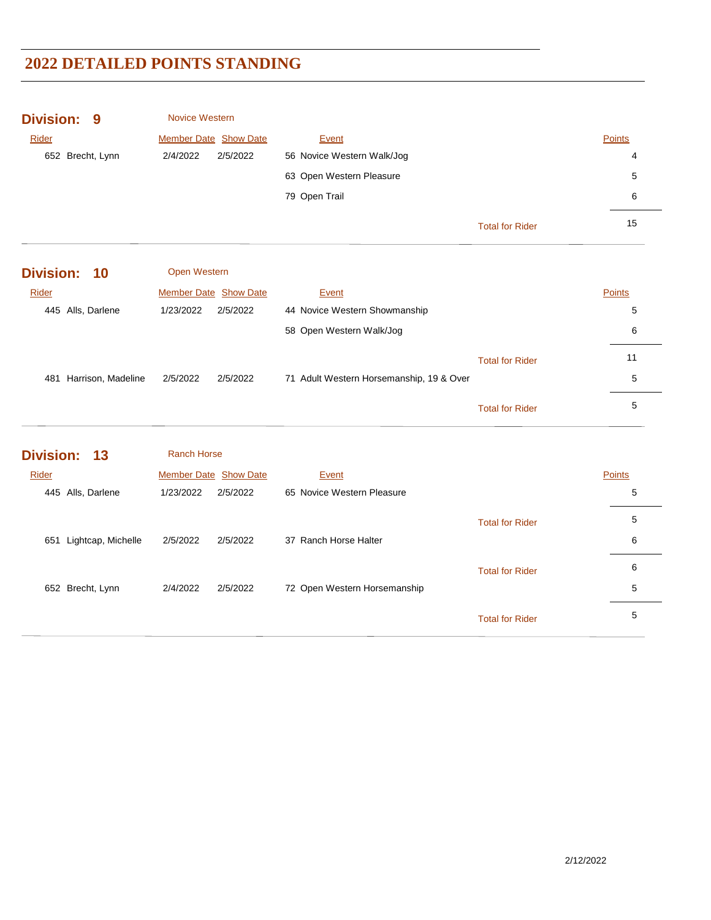# 2022 DETAILED POINTS STANDING

## Division: 9 — Novice Western

| Rider | Member Date | Show Date | Event | | Points |
|---|---|---|---|---|---|
| 652 Brecht, Lynn | 2/4/2022 | 2/5/2022 | 56 Novice Western Walk/Jog | | 4 |
| | | | 63 Open Western Pleasure | | 5 |
| | | | 79 Open Trail | | 6 |
| | | | | Total for Rider | 15 |

## Division: 10 — Open Western

| Rider | Member Date | Show Date | Event | | Points |
|---|---|---|---|---|---|
| 445 Alls, Darlene | 1/23/2022 | 2/5/2022 | 44 Novice Western Showmanship | | 5 |
| | | | 58 Open Western Walk/Jog | | 6 |
| | | | | Total for Rider | 11 |
| 481 Harrison, Madeline | 2/5/2022 | 2/5/2022 | 71 Adult Western Horsemanship, 19 & Over | | 5 |
| | | | | Total for Rider | 5 |

## Division: 13 — Ranch Horse

| Rider | Member Date | Show Date | Event | | Points |
|---|---|---|---|---|---|
| 445 Alls, Darlene | 1/23/2022 | 2/5/2022 | 65 Novice Western Pleasure | | 5 |
| | | | | Total for Rider | 5 |
| 651 Lightcap, Michelle | 2/5/2022 | 2/5/2022 | 37 Ranch Horse Halter | | 6 |
| | | | | Total for Rider | 6 |
| 652 Brecht, Lynn | 2/4/2022 | 2/5/2022 | 72 Open Western Horsemanship | | 5 |
| | | | | Total for Rider | 5 |

2/12/2022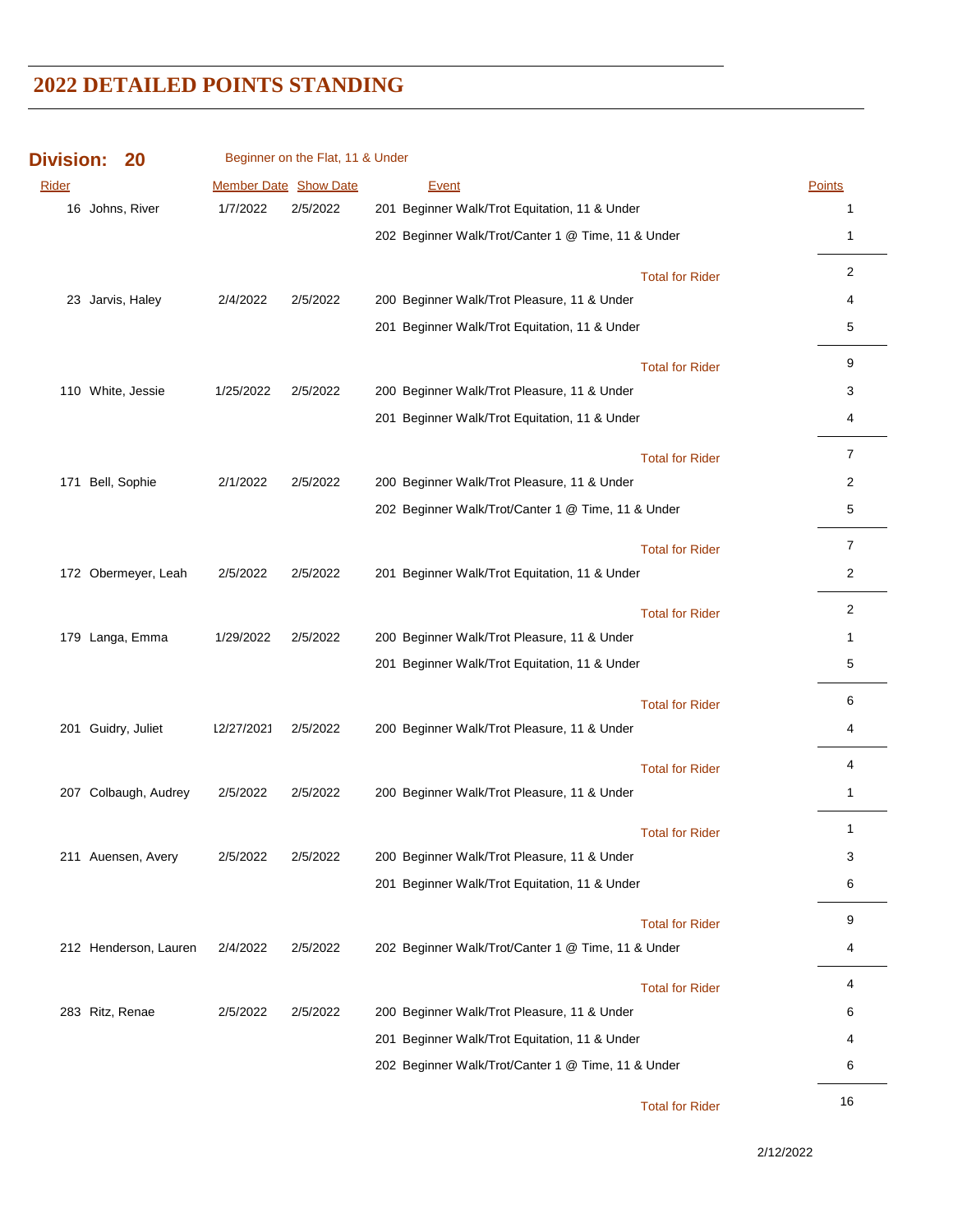# 2022 DETAILED POINTS STANDING

## Division: 20 — Beginner on the Flat, 11 & Under

| Rider | Member Date | Show Date | Event | Points |
|---|---|---|---|---|
| 16 Johns, River | 1/7/2022 | 2/5/2022 | 201 Beginner Walk/Trot Equitation, 11 & Under | 1 |
| | | | 202 Beginner Walk/Trot/Canter 1 @ Time, 11 & Under | 1 |
| | | | Total for Rider | 2 |
| 23 Jarvis, Haley | 2/4/2022 | 2/5/2022 | 200 Beginner Walk/Trot Pleasure, 11 & Under | 4 |
| | | | 201 Beginner Walk/Trot Equitation, 11 & Under | 5 |
| | | | Total for Rider | 9 |
| 110 White, Jessie | 1/25/2022 | 2/5/2022 | 200 Beginner Walk/Trot Pleasure, 11 & Under | 3 |
| | | | 201 Beginner Walk/Trot Equitation, 11 & Under | 4 |
| | | | Total for Rider | 7 |
| 171 Bell, Sophie | 2/1/2022 | 2/5/2022 | 200 Beginner Walk/Trot Pleasure, 11 & Under | 2 |
| | | | 202 Beginner Walk/Trot/Canter 1 @ Time, 11 & Under | 5 |
| | | | Total for Rider | 7 |
| 172 Obermeyer, Leah | 2/5/2022 | 2/5/2022 | 201 Beginner Walk/Trot Equitation, 11 & Under | 2 |
| | | | Total for Rider | 2 |
| 179 Langa, Emma | 1/29/2022 | 2/5/2022 | 200 Beginner Walk/Trot Pleasure, 11 & Under | 1 |
| | | | 201 Beginner Walk/Trot Equitation, 11 & Under | 5 |
| | | | Total for Rider | 6 |
| 201 Guidry, Juliet | 12/27/2021 | 2/5/2022 | 200 Beginner Walk/Trot Pleasure, 11 & Under | 4 |
| | | | Total for Rider | 4 |
| 207 Colbaugh, Audrey | 2/5/2022 | 2/5/2022 | 200 Beginner Walk/Trot Pleasure, 11 & Under | 1 |
| | | | Total for Rider | 1 |
| 211 Auensen, Avery | 2/5/2022 | 2/5/2022 | 200 Beginner Walk/Trot Pleasure, 11 & Under | 3 |
| | | | 201 Beginner Walk/Trot Equitation, 11 & Under | 6 |
| | | | Total for Rider | 9 |
| 212 Henderson, Lauren | 2/4/2022 | 2/5/2022 | 202 Beginner Walk/Trot/Canter 1 @ Time, 11 & Under | 4 |
| | | | Total for Rider | 4 |
| 283 Ritz, Renae | 2/5/2022 | 2/5/2022 | 200 Beginner Walk/Trot Pleasure, 11 & Under | 6 |
| | | | 201 Beginner Walk/Trot Equitation, 11 & Under | 4 |
| | | | 202 Beginner Walk/Trot/Canter 1 @ Time, 11 & Under | 6 |
| | | | Total for Rider | 16 |

2/12/2022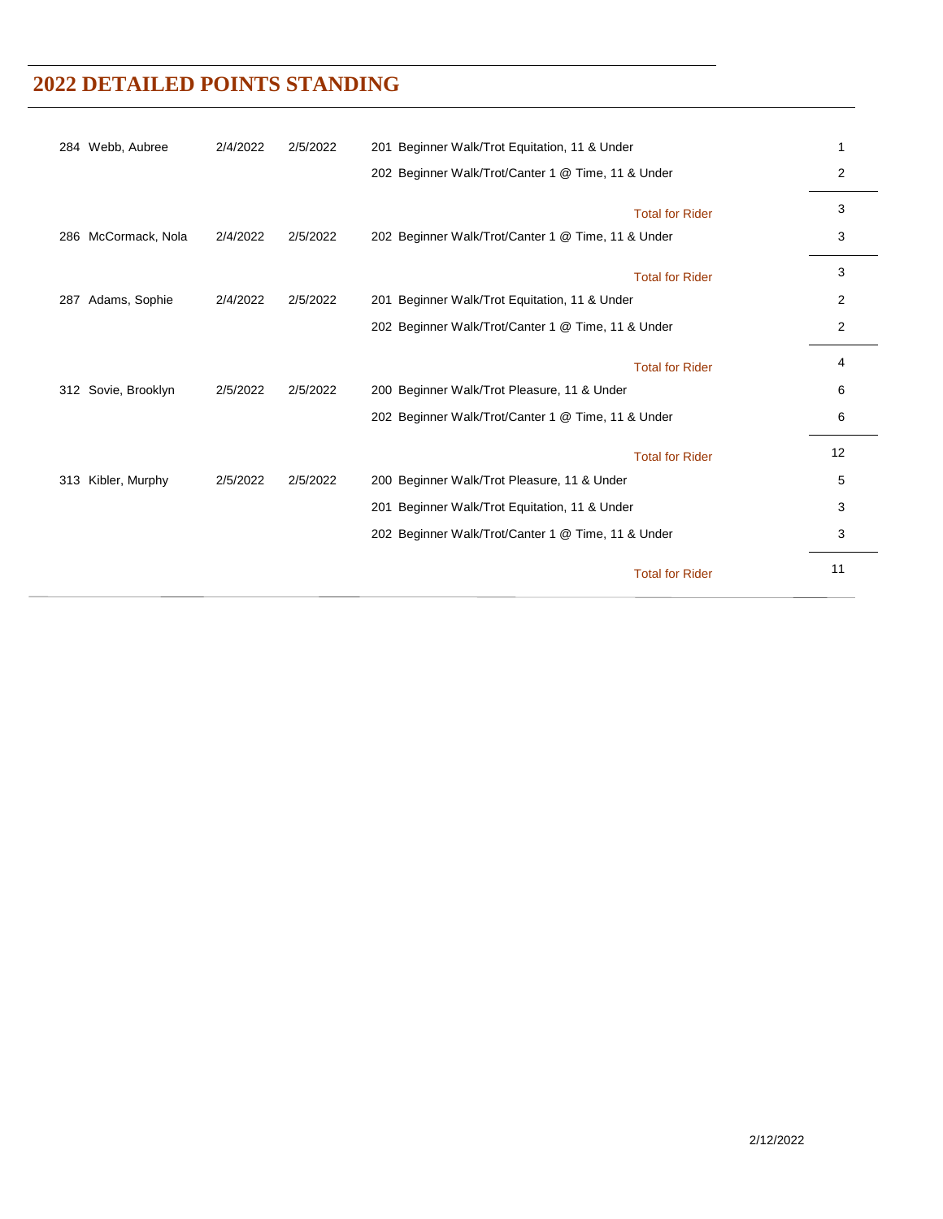# 2022 DETAILED POINTS STANDING

| | | | | |
|---|---|---|---|---|
| 284 Webb, Aubree | 2/4/2022 | 2/5/2022 | 201 Beginner Walk/Trot Equitation, 11 & Under | 1 |
| | | | 202 Beginner Walk/Trot/Canter 1 @ Time, 11 & Under | 2 |
| | | | Total for Rider | 3 |
| 286 McCormack, Nola | 2/4/2022 | 2/5/2022 | 202 Beginner Walk/Trot/Canter 1 @ Time, 11 & Under | 3 |
| | | | Total for Rider | 3 |
| 287 Adams, Sophie | 2/4/2022 | 2/5/2022 | 201 Beginner Walk/Trot Equitation, 11 & Under | 2 |
| | | | 202 Beginner Walk/Trot/Canter 1 @ Time, 11 & Under | 2 |
| | | | Total for Rider | 4 |
| 312 Sovie, Brooklyn | 2/5/2022 | 2/5/2022 | 200 Beginner Walk/Trot Pleasure, 11 & Under | 6 |
| | | | 202 Beginner Walk/Trot/Canter 1 @ Time, 11 & Under | 6 |
| | | | Total for Rider | 12 |
| 313 Kibler, Murphy | 2/5/2022 | 2/5/2022 | 200 Beginner Walk/Trot Pleasure, 11 & Under | 5 |
| | | | 201 Beginner Walk/Trot Equitation, 11 & Under | 3 |
| | | | 202 Beginner Walk/Trot/Canter 1 @ Time, 11 & Under | 3 |
| | | | Total for Rider | 11 |

2/12/2022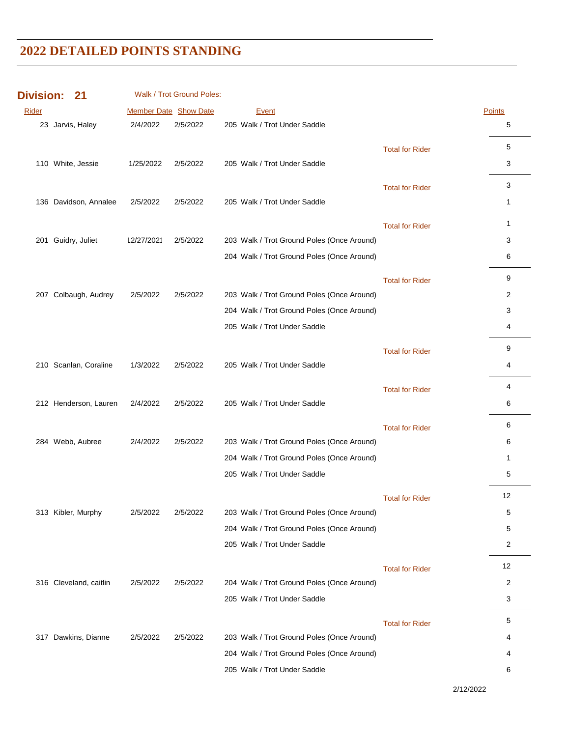# 2022 DETAILED POINTS STANDING

**Division: 21** Walk / Trot Ground Poles:

| Rider | | Member Date | Show Date | Event | | Points |
|---|---|---|---|---|---|---|
| 23 | Jarvis, Haley | 2/4/2022 | 2/5/2022 | 205 Walk / Trot Under Saddle | | 5 |
| | | | | | Total for Rider | 5 |
| 110 | White, Jessie | 1/25/2022 | 2/5/2022 | 205 Walk / Trot Under Saddle | | 3 |
| | | | | | Total for Rider | 3 |
| 136 | Davidson, Annalee | 2/5/2022 | 2/5/2022 | 205 Walk / Trot Under Saddle | | 1 |
| | | | | | Total for Rider | 1 |
| 201 | Guidry, Juliet | 12/27/2021 | 2/5/2022 | 203 Walk / Trot Ground Poles (Once Around) | | 3 |
| | | | | 204 Walk / Trot Ground Poles (Once Around) | | 6 |
| | | | | | Total for Rider | 9 |
| 207 | Colbaugh, Audrey | 2/5/2022 | 2/5/2022 | 203 Walk / Trot Ground Poles (Once Around) | | 2 |
| | | | | 204 Walk / Trot Ground Poles (Once Around) | | 3 |
| | | | | 205 Walk / Trot Under Saddle | | 4 |
| | | | | | Total for Rider | 9 |
| 210 | Scanlan, Coraline | 1/3/2022 | 2/5/2022 | 205 Walk / Trot Under Saddle | | 4 |
| | | | | | Total for Rider | 4 |
| 212 | Henderson, Lauren | 2/4/2022 | 2/5/2022 | 205 Walk / Trot Under Saddle | | 6 |
| | | | | | Total for Rider | 6 |
| 284 | Webb, Aubree | 2/4/2022 | 2/5/2022 | 203 Walk / Trot Ground Poles (Once Around) | | 6 |
| | | | | 204 Walk / Trot Ground Poles (Once Around) | | 1 |
| | | | | 205 Walk / Trot Under Saddle | | 5 |
| | | | | | Total for Rider | 12 |
| 313 | Kibler, Murphy | 2/5/2022 | 2/5/2022 | 203 Walk / Trot Ground Poles (Once Around) | | 5 |
| | | | | 204 Walk / Trot Ground Poles (Once Around) | | 5 |
| | | | | 205 Walk / Trot Under Saddle | | 2 |
| | | | | | Total for Rider | 12 |
| 316 | Cleveland, caitlin | 2/5/2022 | 2/5/2022 | 204 Walk / Trot Ground Poles (Once Around) | | 2 |
| | | | | 205 Walk / Trot Under Saddle | | 3 |
| | | | | | Total for Rider | 5 |
| 317 | Dawkins, Dianne | 2/5/2022 | 2/5/2022 | 203 Walk / Trot Ground Poles (Once Around) | | 4 |
| | | | | 204 Walk / Trot Ground Poles (Once Around) | | 4 |
| | | | | 205 Walk / Trot Under Saddle | | 6 |

2/12/2022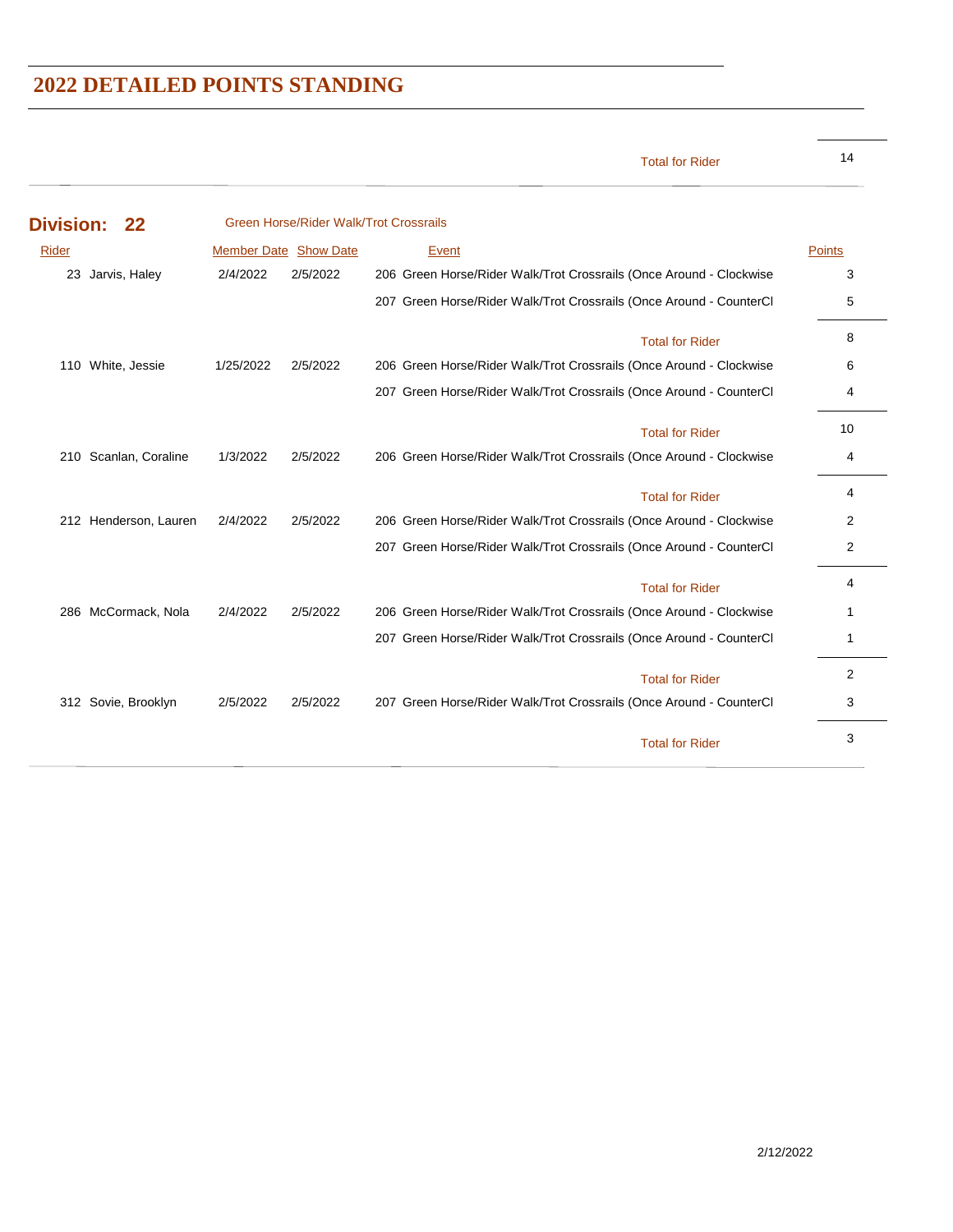# 2022 DETAILED POINTS STANDING

| | | | | Points |
|---|---|---|---|---|
| | | | Total for Rider | 14 |

## Division: 22 — Green Horse/Rider Walk/Trot Crossrails

| Rider | Member Date | Show Date | Event | Points |
|---|---|---|---|---|
| 23 Jarvis, Haley | 2/4/2022 | 2/5/2022 | 206 Green Horse/Rider Walk/Trot Crossrails (Once Around - Clockwise | 3 |
| | | | 207 Green Horse/Rider Walk/Trot Crossrails (Once Around - CounterCl | 5 |
| | | | Total for Rider | 8 |
| 110 White, Jessie | 1/25/2022 | 2/5/2022 | 206 Green Horse/Rider Walk/Trot Crossrails (Once Around - Clockwise | 6 |
| | | | 207 Green Horse/Rider Walk/Trot Crossrails (Once Around - CounterCl | 4 |
| | | | Total for Rider | 10 |
| 210 Scanlan, Coraline | 1/3/2022 | 2/5/2022 | 206 Green Horse/Rider Walk/Trot Crossrails (Once Around - Clockwise | 4 |
| | | | Total for Rider | 4 |
| 212 Henderson, Lauren | 2/4/2022 | 2/5/2022 | 206 Green Horse/Rider Walk/Trot Crossrails (Once Around - Clockwise | 2 |
| | | | 207 Green Horse/Rider Walk/Trot Crossrails (Once Around - CounterCl | 2 |
| | | | Total for Rider | 4 |
| 286 McCormack, Nola | 2/4/2022 | 2/5/2022 | 206 Green Horse/Rider Walk/Trot Crossrails (Once Around - Clockwise | 1 |
| | | | 207 Green Horse/Rider Walk/Trot Crossrails (Once Around - CounterCl | 1 |
| | | | Total for Rider | 2 |
| 312 Sovie, Brooklyn | 2/5/2022 | 2/5/2022 | 207 Green Horse/Rider Walk/Trot Crossrails (Once Around - CounterCl | 3 |
| | | | Total for Rider | 3 |

2/12/2022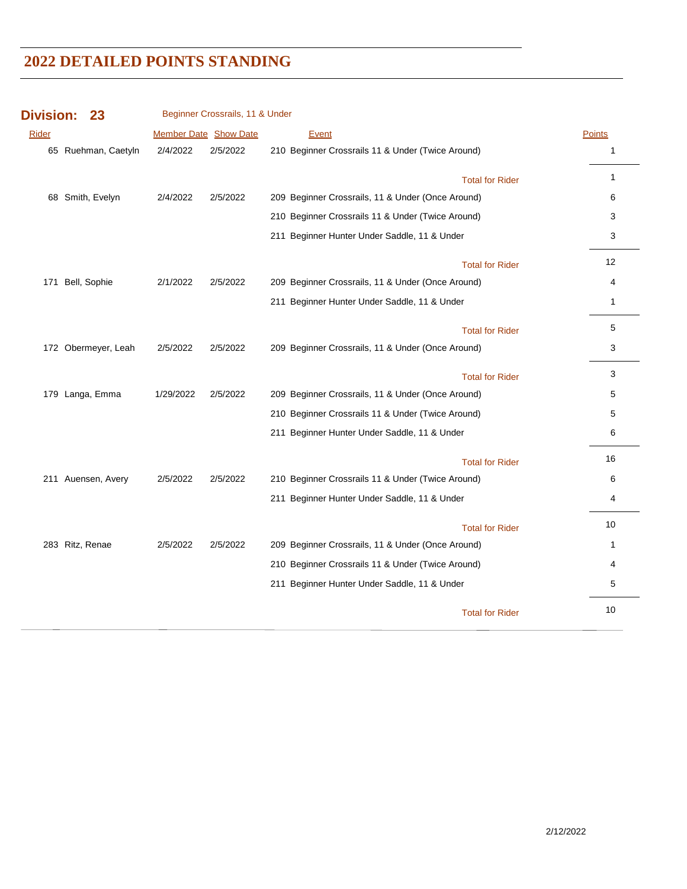# 2022 DETAILED POINTS STANDING

**Division: 23** Beginner Crossrails, 11 & Under

| Rider | Member Date | Show Date | Event | Points |
|---|---|---|---|---|
| 65 Ruehman, Caetyln | 2/4/2022 | 2/5/2022 | 210 Beginner Crossrails 11 & Under (Twice Around) | 1 |
| | | | Total for Rider | 1 |
| 68 Smith, Evelyn | 2/4/2022 | 2/5/2022 | 209 Beginner Crossrails, 11 & Under (Once Around) | 6 |
| | | | 210 Beginner Crossrails 11 & Under (Twice Around) | 3 |
| | | | 211 Beginner Hunter Under Saddle, 11 & Under | 3 |
| | | | Total for Rider | 12 |
| 171 Bell, Sophie | 2/1/2022 | 2/5/2022 | 209 Beginner Crossrails, 11 & Under (Once Around) | 4 |
| | | | 211 Beginner Hunter Under Saddle, 11 & Under | 1 |
| | | | Total for Rider | 5 |
| 172 Obermeyer, Leah | 2/5/2022 | 2/5/2022 | 209 Beginner Crossrails, 11 & Under (Once Around) | 3 |
| | | | Total for Rider | 3 |
| 179 Langa, Emma | 1/29/2022 | 2/5/2022 | 209 Beginner Crossrails, 11 & Under (Once Around) | 5 |
| | | | 210 Beginner Crossrails 11 & Under (Twice Around) | 5 |
| | | | 211 Beginner Hunter Under Saddle, 11 & Under | 6 |
| | | | Total for Rider | 16 |
| 211 Auensen, Avery | 2/5/2022 | 2/5/2022 | 210 Beginner Crossrails 11 & Under (Twice Around) | 6 |
| | | | 211 Beginner Hunter Under Saddle, 11 & Under | 4 |
| | | | Total for Rider | 10 |
| 283 Ritz, Renae | 2/5/2022 | 2/5/2022 | 209 Beginner Crossrails, 11 & Under (Once Around) | 1 |
| | | | 210 Beginner Crossrails 11 & Under (Twice Around) | 4 |
| | | | 211 Beginner Hunter Under Saddle, 11 & Under | 5 |
| | | | Total for Rider | 10 |

2/12/2022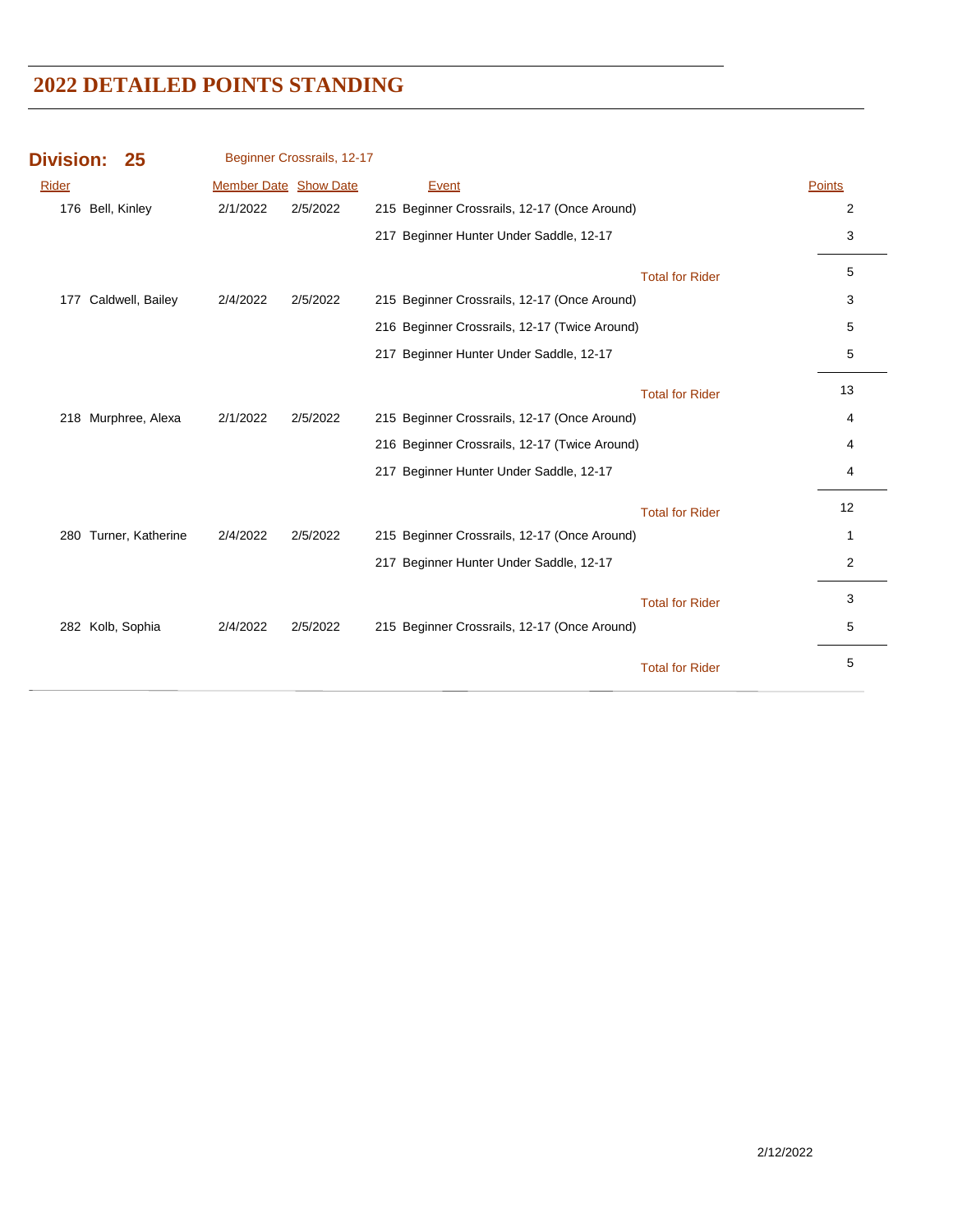# 2022 DETAILED POINTS STANDING

## Division: 25 Beginner Crossrails, 12-17

| Rider | Member Date | Show Date | Event | Points |
|---|---|---|---|---|
| 176 Bell, Kinley | 2/1/2022 | 2/5/2022 | 215 Beginner Crossrails, 12-17 (Once Around) | 2 |
| | | | 217 Beginner Hunter Under Saddle, 12-17 | 3 |
| | | | Total for Rider | 5 |
| 177 Caldwell, Bailey | 2/4/2022 | 2/5/2022 | 215 Beginner Crossrails, 12-17 (Once Around) | 3 |
| | | | 216 Beginner Crossrails, 12-17 (Twice Around) | 5 |
| | | | 217 Beginner Hunter Under Saddle, 12-17 | 5 |
| | | | Total for Rider | 13 |
| 218 Murphree, Alexa | 2/1/2022 | 2/5/2022 | 215 Beginner Crossrails, 12-17 (Once Around) | 4 |
| | | | 216 Beginner Crossrails, 12-17 (Twice Around) | 4 |
| | | | 217 Beginner Hunter Under Saddle, 12-17 | 4 |
| | | | Total for Rider | 12 |
| 280 Turner, Katherine | 2/4/2022 | 2/5/2022 | 215 Beginner Crossrails, 12-17 (Once Around) | 1 |
| | | | 217 Beginner Hunter Under Saddle, 12-17 | 2 |
| | | | Total for Rider | 3 |
| 282 Kolb, Sophia | 2/4/2022 | 2/5/2022 | 215 Beginner Crossrails, 12-17 (Once Around) | 5 |
| | | | Total for Rider | 5 |

2/12/2022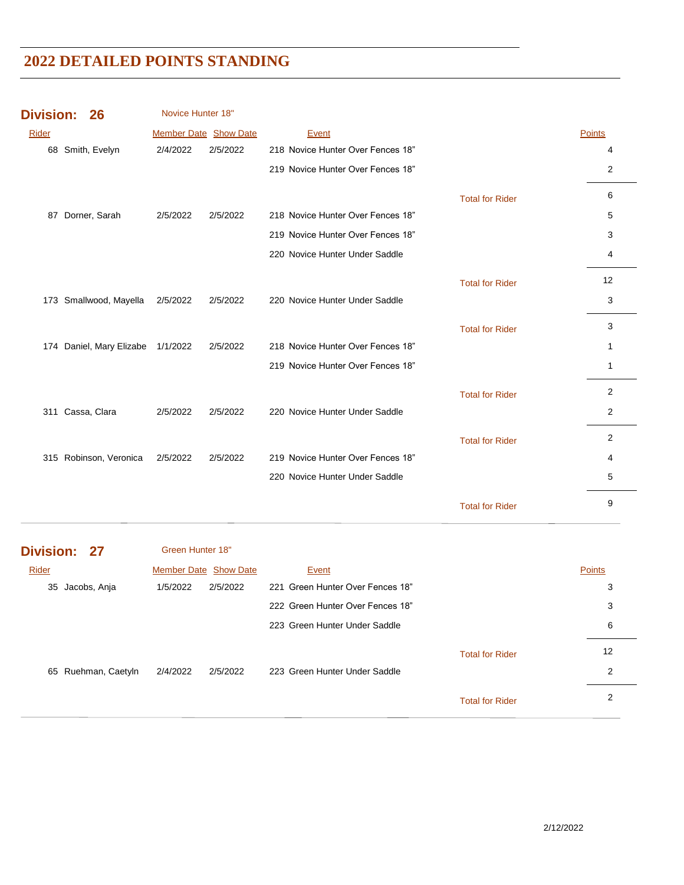# 2022 DETAILED POINTS STANDING

## Division: 26 Novice Hunter 18"

| Rider | Member Date | Show Date | Event | | Points |
|---|---|---|---|---|---|
| 68 Smith, Evelyn | 2/4/2022 | 2/5/2022 | 218 Novice Hunter Over Fences 18" | | 4 |
| | | | 219 Novice Hunter Over Fences 18" | | 2 |
| | | | | Total for Rider | 6 |
| 87 Dorner, Sarah | 2/5/2022 | 2/5/2022 | 218 Novice Hunter Over Fences 18" | | 5 |
| | | | 219 Novice Hunter Over Fences 18" | | 3 |
| | | | 220 Novice Hunter Under Saddle | | 4 |
| | | | | Total for Rider | 12 |
| 173 Smallwood, Mayella | 2/5/2022 | 2/5/2022 | 220 Novice Hunter Under Saddle | | 3 |
| | | | | Total for Rider | 3 |
| 174 Daniel, Mary Elizabe | 1/1/2022 | 2/5/2022 | 218 Novice Hunter Over Fences 18" | | 1 |
| | | | 219 Novice Hunter Over Fences 18" | | 1 |
| | | | | Total for Rider | 2 |
| 311 Cassa, Clara | 2/5/2022 | 2/5/2022 | 220 Novice Hunter Under Saddle | | 2 |
| | | | | Total for Rider | 2 |
| 315 Robinson, Veronica | 2/5/2022 | 2/5/2022 | 219 Novice Hunter Over Fences 18" | | 4 |
| | | | 220 Novice Hunter Under Saddle | | 5 |
| | | | | Total for Rider | 9 |

## Division: 27 Green Hunter 18"

| Rider | Member Date | Show Date | Event | | Points |
|---|---|---|---|---|---|
| 35 Jacobs, Anja | 1/5/2022 | 2/5/2022 | 221 Green Hunter Over Fences 18" | | 3 |
| | | | 222 Green Hunter Over Fences 18" | | 3 |
| | | | 223 Green Hunter Under Saddle | | 6 |
| | | | | Total for Rider | 12 |
| 65 Ruehman, Caetyln | 2/4/2022 | 2/5/2022 | 223 Green Hunter Under Saddle | | 2 |
| | | | | Total for Rider | 2 |

2/12/2022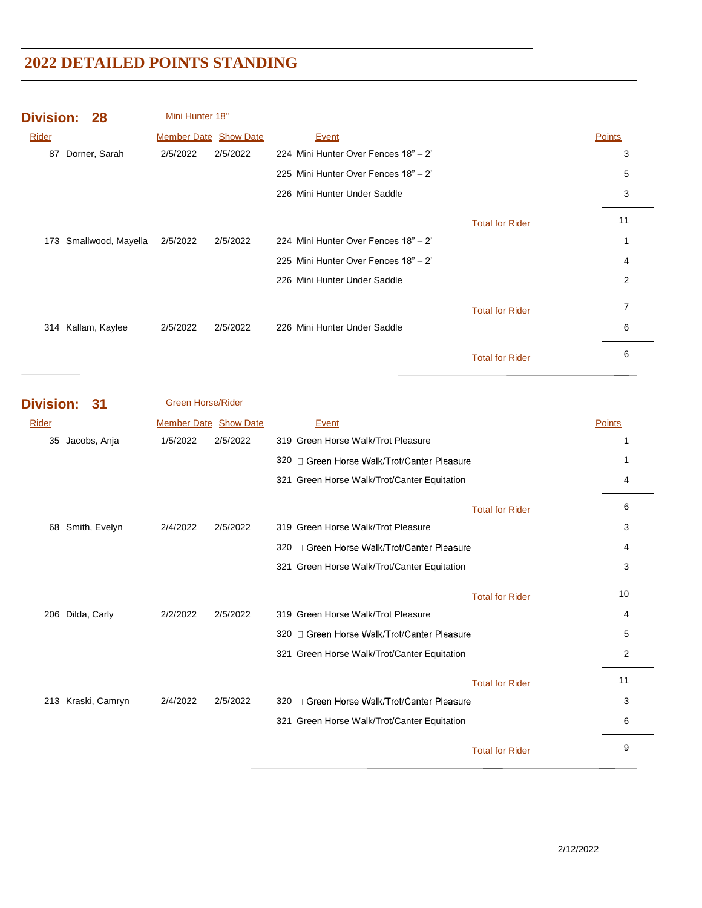# 2022 DETAILED POINTS STANDING

## Division: 28 — Mini Hunter 18"

| Rider | Member Date | Show Date | Event | Points |
|---|---|---|---|---|
| 87 Dorner, Sarah | 2/5/2022 | 2/5/2022 | 224 Mini Hunter Over Fences 18" – 2' | 3 |
| | | | 225 Mini Hunter Over Fences 18" – 2' | 5 |
| | | | 226 Mini Hunter Under Saddle | 3 |
| | | | Total for Rider | 11 |
| 173 Smallwood, Mayella | 2/5/2022 | 2/5/2022 | 224 Mini Hunter Over Fences 18" – 2' | 1 |
| | | | 225 Mini Hunter Over Fences 18" – 2' | 4 |
| | | | 226 Mini Hunter Under Saddle | 2 |
| | | | Total for Rider | 7 |
| 314 Kallam, Kaylee | 2/5/2022 | 2/5/2022 | 226 Mini Hunter Under Saddle | 6 |
| | | | Total for Rider | 6 |

## Division: 31 — Green Horse/Rider

| Rider | Member Date | Show Date | Event | Points |
|---|---|---|---|---|
| 35 Jacobs, Anja | 1/5/2022 | 2/5/2022 | 319 Green Horse Walk/Trot Pleasure | 1 |
| | | | 320 Green Horse Walk/Trot/Canter Pleasure | 1 |
| | | | 321 Green Horse Walk/Trot/Canter Equitation | 4 |
| | | | Total for Rider | 6 |
| 68 Smith, Evelyn | 2/4/2022 | 2/5/2022 | 319 Green Horse Walk/Trot Pleasure | 3 |
| | | | 320 Green Horse Walk/Trot/Canter Pleasure | 4 |
| | | | 321 Green Horse Walk/Trot/Canter Equitation | 3 |
| | | | Total for Rider | 10 |
| 206 Dilda, Carly | 2/2/2022 | 2/5/2022 | 319 Green Horse Walk/Trot Pleasure | 4 |
| | | | 320 Green Horse Walk/Trot/Canter Pleasure | 5 |
| | | | 321 Green Horse Walk/Trot/Canter Equitation | 2 |
| | | | Total for Rider | 11 |
| 213 Kraski, Camryn | 2/4/2022 | 2/5/2022 | 320 Green Horse Walk/Trot/Canter Pleasure | 3 |
| | | | 321 Green Horse Walk/Trot/Canter Equitation | 6 |
| | | | Total for Rider | 9 |

2/12/2022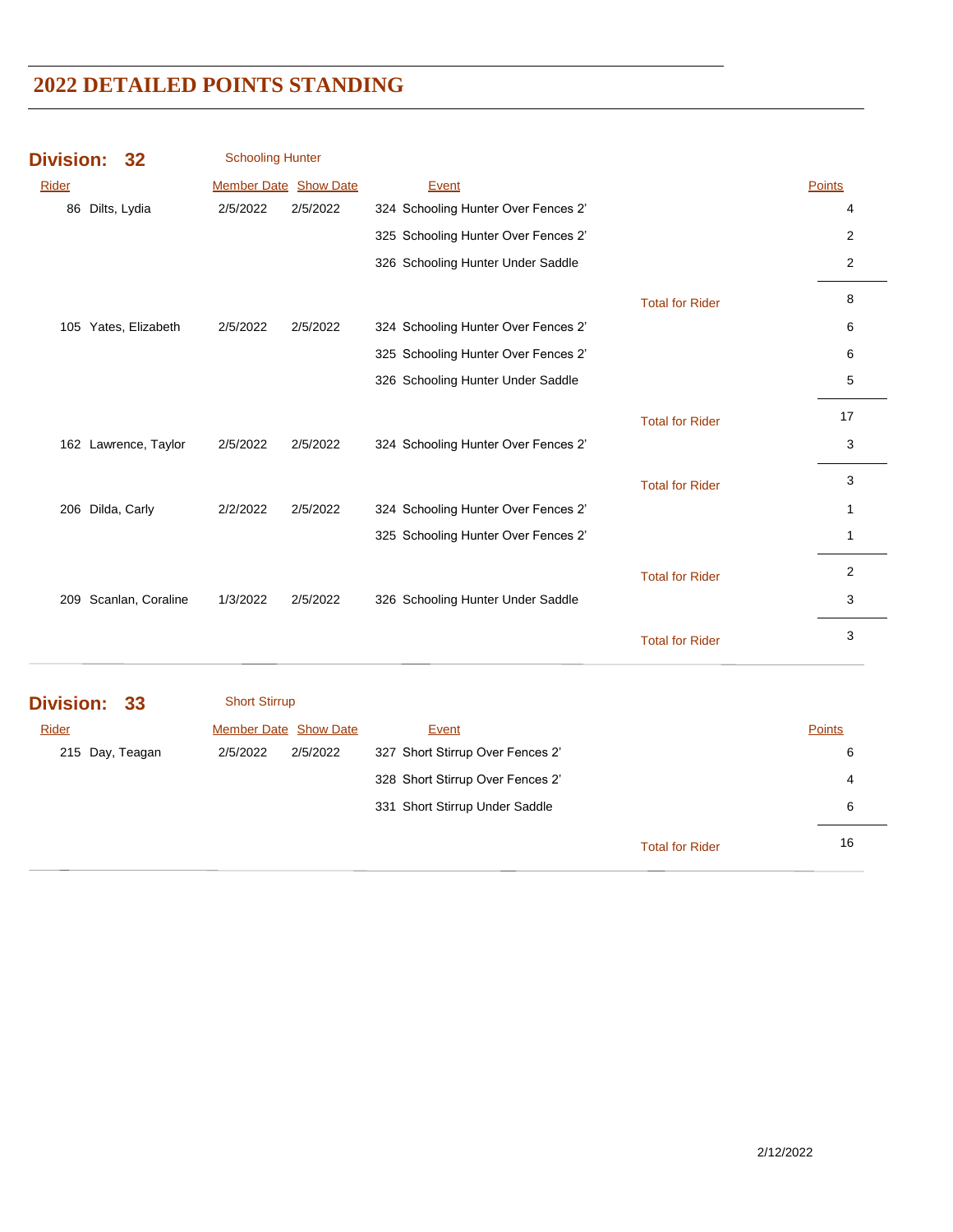# 2022 DETAILED POINTS STANDING

## Division: 32 Schooling Hunter

| Rider | Member Date | Show Date | Event | | Points |
|---|---|---|---|---|---|
| 86 Dilts, Lydia | 2/5/2022 | 2/5/2022 | 324 Schooling Hunter Over Fences 2' | | 4 |
| | | | 325 Schooling Hunter Over Fences 2' | | 2 |
| | | | 326 Schooling Hunter Under Saddle | | 2 |
| | | | | Total for Rider | 8 |
| 105 Yates, Elizabeth | 2/5/2022 | 2/5/2022 | 324 Schooling Hunter Over Fences 2' | | 6 |
| | | | 325 Schooling Hunter Over Fences 2' | | 6 |
| | | | 326 Schooling Hunter Under Saddle | | 5 |
| | | | | Total for Rider | 17 |
| 162 Lawrence, Taylor | 2/5/2022 | 2/5/2022 | 324 Schooling Hunter Over Fences 2' | | 3 |
| | | | | Total for Rider | 3 |
| 206 Dilda, Carly | 2/2/2022 | 2/5/2022 | 324 Schooling Hunter Over Fences 2' | | 1 |
| | | | 325 Schooling Hunter Over Fences 2' | | 1 |
| | | | | Total for Rider | 2 |
| 209 Scanlan, Coraline | 1/3/2022 | 2/5/2022 | 326 Schooling Hunter Under Saddle | | 3 |
| | | | | Total for Rider | 3 |

## Division: 33 Short Stirrup

| Rider | Member Date | Show Date | Event | | Points |
|---|---|---|---|---|---|
| 215 Day, Teagan | 2/5/2022 | 2/5/2022 | 327 Short Stirrup Over Fences 2' | | 6 |
| | | | 328 Short Stirrup Over Fences 2' | | 4 |
| | | | 331 Short Stirrup Under Saddle | | 6 |
| | | | | Total for Rider | 16 |

2/12/2022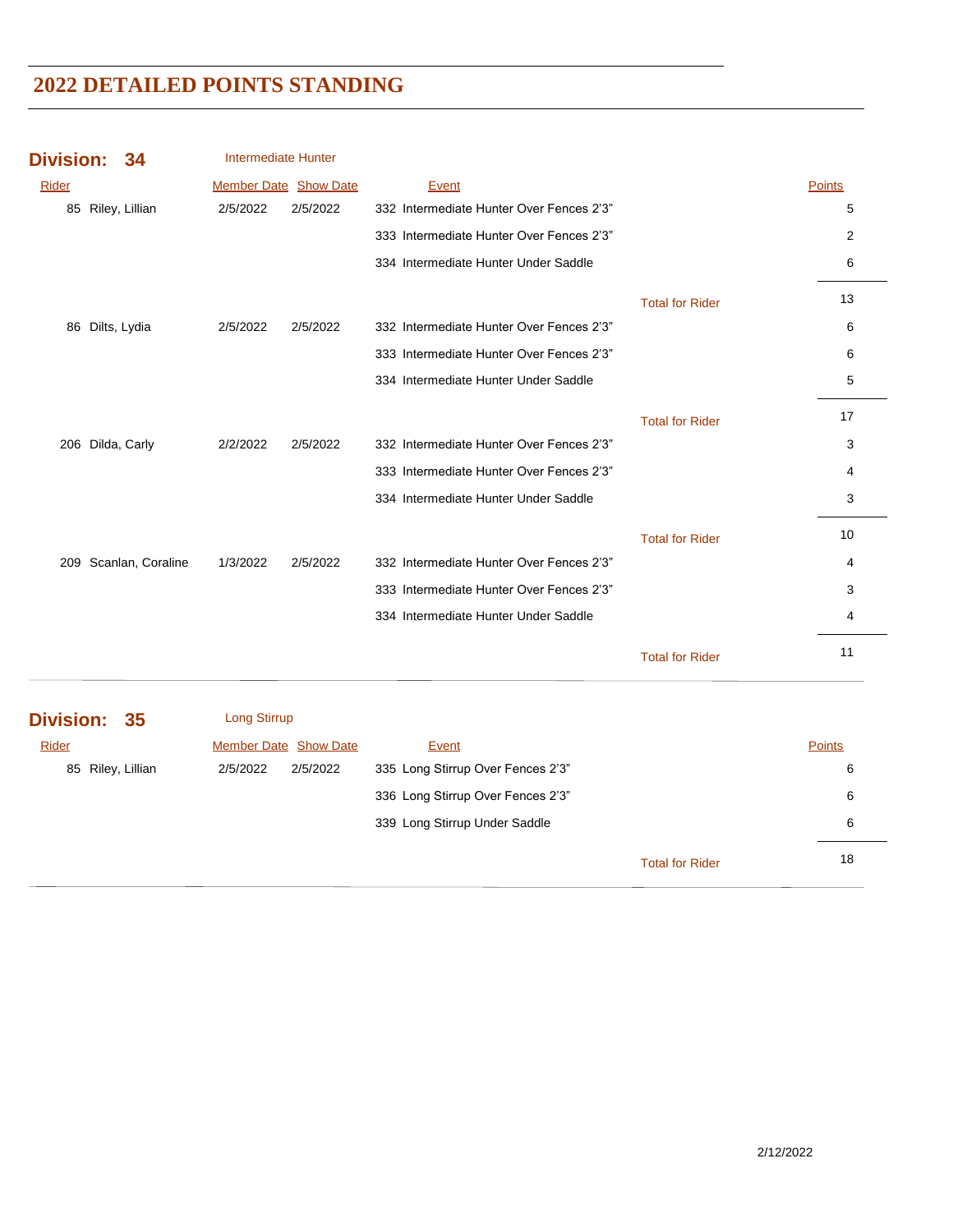# 2022 DETAILED POINTS STANDING

## Division: 34 Intermediate Hunter

| Rider | Member Date | Show Date | Event | | Points |
|---|---|---|---|---|---|
| 85 Riley, Lillian | 2/5/2022 | 2/5/2022 | 332 Intermediate Hunter Over Fences 2'3" | | 5 |
| | | | 333 Intermediate Hunter Over Fences 2'3" | | 2 |
| | | | 334 Intermediate Hunter Under Saddle | | 6 |
| | | | | Total for Rider | 13 |
| 86 Dilts, Lydia | 2/5/2022 | 2/5/2022 | 332 Intermediate Hunter Over Fences 2'3" | | 6 |
| | | | 333 Intermediate Hunter Over Fences 2'3" | | 6 |
| | | | 334 Intermediate Hunter Under Saddle | | 5 |
| | | | | Total for Rider | 17 |
| 206 Dilda, Carly | 2/2/2022 | 2/5/2022 | 332 Intermediate Hunter Over Fences 2'3" | | 3 |
| | | | 333 Intermediate Hunter Over Fences 2'3" | | 4 |
| | | | 334 Intermediate Hunter Under Saddle | | 3 |
| | | | | Total for Rider | 10 |
| 209 Scanlan, Coraline | 1/3/2022 | 2/5/2022 | 332 Intermediate Hunter Over Fences 2'3" | | 4 |
| | | | 333 Intermediate Hunter Over Fences 2'3" | | 3 |
| | | | 334 Intermediate Hunter Under Saddle | | 4 |
| | | | | Total for Rider | 11 |

## Division: 35 Long Stirrup

| Rider | Member Date | Show Date | Event | | Points |
|---|---|---|---|---|---|
| 85 Riley, Lillian | 2/5/2022 | 2/5/2022 | 335 Long Stirrup Over Fences 2'3" | | 6 |
| | | | 336 Long Stirrup Over Fences 2'3" | | 6 |
| | | | 339 Long Stirrup Under Saddle | | 6 |
| | | | | Total for Rider | 18 |

2/12/2022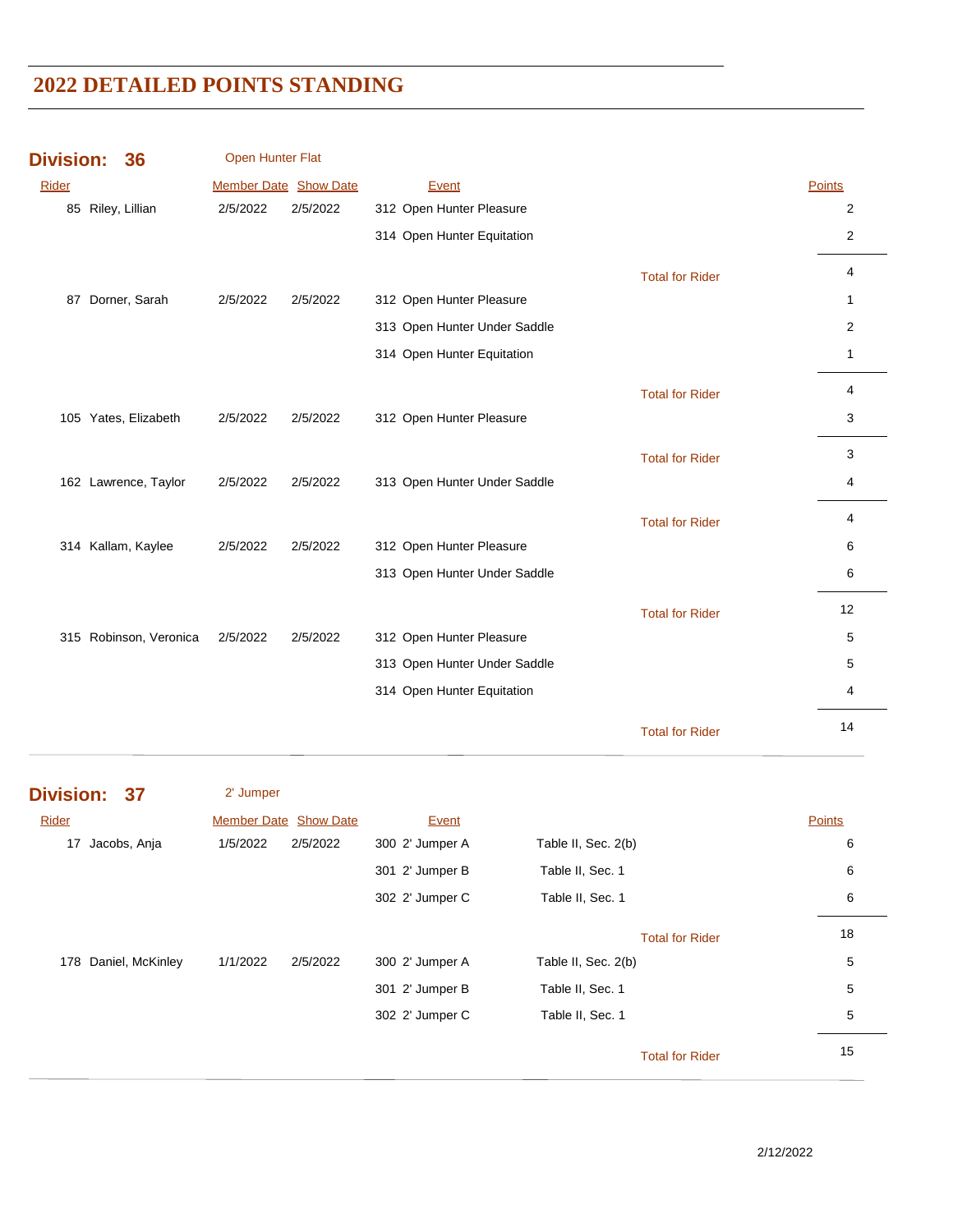# 2022 DETAILED POINTS STANDING

## Division: 36 — Open Hunter Flat

| Rider | Member Date | Show Date | Event | | Points |
|---|---|---|---|---|---|
| 85 Riley, Lillian | 2/5/2022 | 2/5/2022 | 312 Open Hunter Pleasure | | 2 |
| | | | 314 Open Hunter Equitation | | 2 |
| | | | | Total for Rider | 4 |
| 87 Dorner, Sarah | 2/5/2022 | 2/5/2022 | 312 Open Hunter Pleasure | | 1 |
| | | | 313 Open Hunter Under Saddle | | 2 |
| | | | 314 Open Hunter Equitation | | 1 |
| | | | | Total for Rider | 4 |
| 105 Yates, Elizabeth | 2/5/2022 | 2/5/2022 | 312 Open Hunter Pleasure | | 3 |
| | | | | Total for Rider | 3 |
| 162 Lawrence, Taylor | 2/5/2022 | 2/5/2022 | 313 Open Hunter Under Saddle | | 4 |
| | | | | Total for Rider | 4 |
| 314 Kallam, Kaylee | 2/5/2022 | 2/5/2022 | 312 Open Hunter Pleasure | | 6 |
| | | | 313 Open Hunter Under Saddle | | 6 |
| | | | | Total for Rider | 12 |
| 315 Robinson, Veronica | 2/5/2022 | 2/5/2022 | 312 Open Hunter Pleasure | | 5 |
| | | | 313 Open Hunter Under Saddle | | 5 |
| | | | 314 Open Hunter Equitation | | 4 |
| | | | | Total for Rider | 14 |

## Division: 37 — 2' Jumper

| Rider | Member Date | Show Date | Event | | Points |
|---|---|---|---|---|---|
| 17 Jacobs, Anja | 1/5/2022 | 2/5/2022 | 300 2' Jumper A | Table II, Sec. 2(b) | 6 |
| | | | 301 2' Jumper B | Table II, Sec. 1 | 6 |
| | | | 302 2' Jumper C | Table II, Sec. 1 | 6 |
| | | | | Total for Rider | 18 |
| 178 Daniel, McKinley | 1/1/2022 | 2/5/2022 | 300 2' Jumper A | Table II, Sec. 2(b) | 5 |
| | | | 301 2' Jumper B | Table II, Sec. 1 | 5 |
| | | | 302 2' Jumper C | Table II, Sec. 1 | 5 |
| | | | | Total for Rider | 15 |

2/12/2022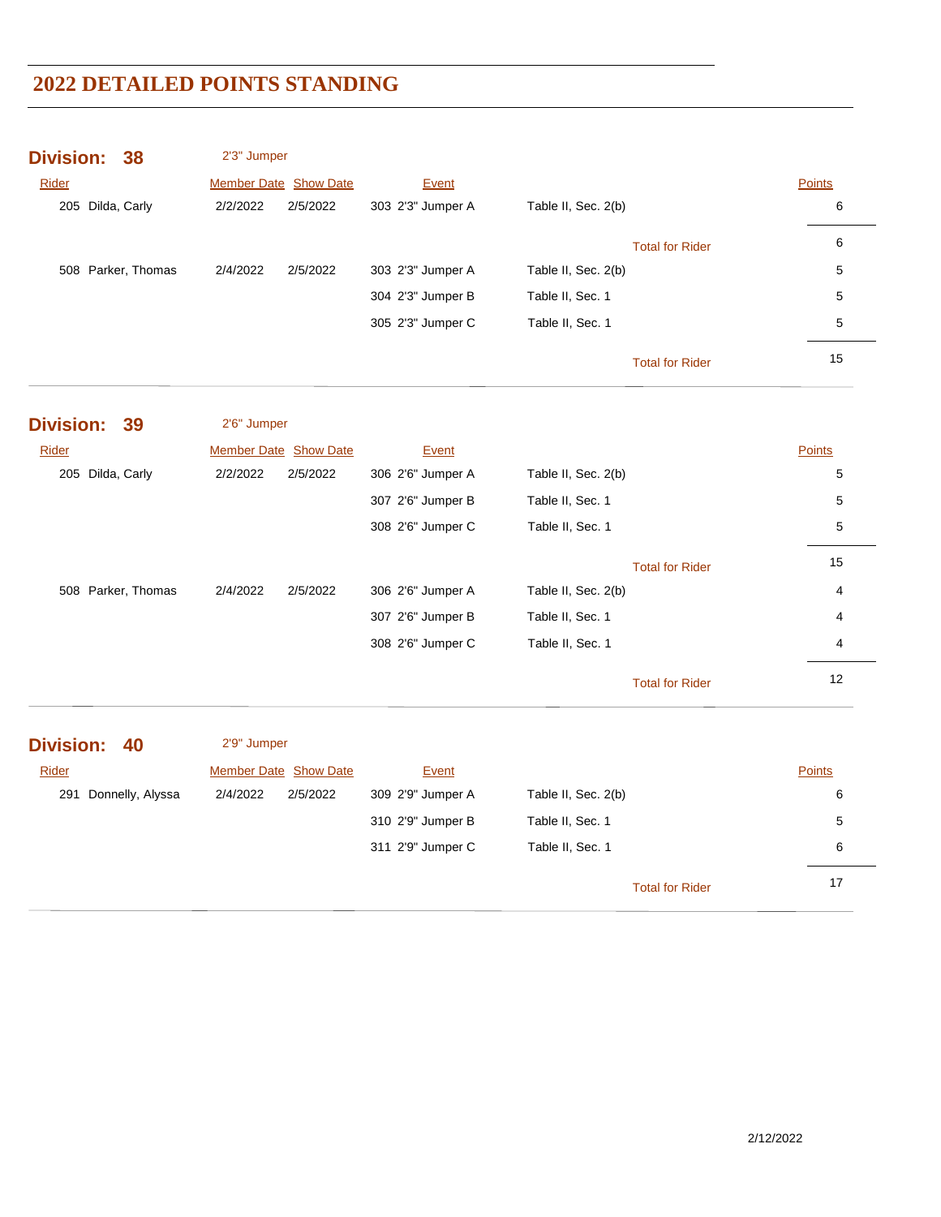# 2022 DETAILED POINTS STANDING

## Division: 38 — 2'3" Jumper

| Rider | Member Date | Show Date | Event | | Points |
|---|---|---|---|---|---|
| 205 Dilda, Carly | 2/2/2022 | 2/5/2022 | 303 2'3" Jumper A | Table II, Sec. 2(b) | 6 |
| | | | | Total for Rider | 6 |
| 508 Parker, Thomas | 2/4/2022 | 2/5/2022 | 303 2'3" Jumper A | Table II, Sec. 2(b) | 5 |
| | | | 304 2'3" Jumper B | Table II, Sec. 1 | 5 |
| | | | 305 2'3" Jumper C | Table II, Sec. 1 | 5 |
| | | | | Total for Rider | 15 |

## Division: 39 — 2'6" Jumper

| Rider | Member Date | Show Date | Event | | Points |
|---|---|---|---|---|---|
| 205 Dilda, Carly | 2/2/2022 | 2/5/2022 | 306 2'6" Jumper A | Table II, Sec. 2(b) | 5 |
| | | | 307 2'6" Jumper B | Table II, Sec. 1 | 5 |
| | | | 308 2'6" Jumper C | Table II, Sec. 1 | 5 |
| | | | | Total for Rider | 15 |
| 508 Parker, Thomas | 2/4/2022 | 2/5/2022 | 306 2'6" Jumper A | Table II, Sec. 2(b) | 4 |
| | | | 307 2'6" Jumper B | Table II, Sec. 1 | 4 |
| | | | 308 2'6" Jumper C | Table II, Sec. 1 | 4 |
| | | | | Total for Rider | 12 |

## Division: 40 — 2'9" Jumper

| Rider | Member Date | Show Date | Event | | Points |
|---|---|---|---|---|---|
| 291 Donnelly, Alyssa | 2/4/2022 | 2/5/2022 | 309 2'9" Jumper A | Table II, Sec. 2(b) | 6 |
| | | | 310 2'9" Jumper B | Table II, Sec. 1 | 5 |
| | | | 311 2'9" Jumper C | Table II, Sec. 1 | 6 |
| | | | | Total for Rider | 17 |

2/12/2022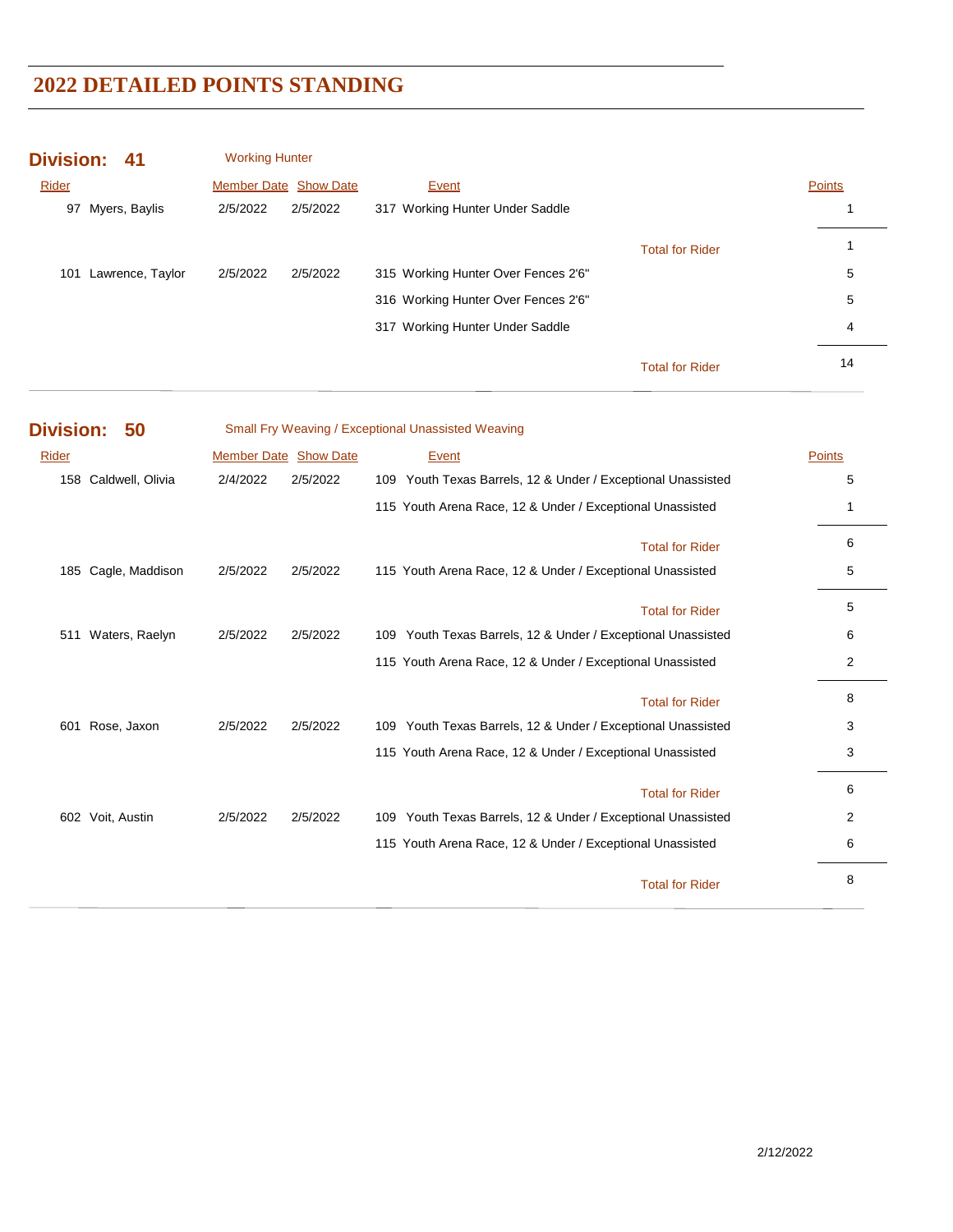## 2022 DETAILED POINTS STANDING

### Division: 41 — Working Hunter

| Rider | Member Date | Show Date | Event | Points |
|---|---|---|---|---|
| 97 Myers, Baylis | 2/5/2022 | 2/5/2022 | 317 Working Hunter Under Saddle | 1 |
| | | | Total for Rider | 1 |
| 101 Lawrence, Taylor | 2/5/2022 | 2/5/2022 | 315 Working Hunter Over Fences 2'6" | 5 |
| | | | 316 Working Hunter Over Fences 2'6" | 5 |
| | | | 317 Working Hunter Under Saddle | 4 |
| | | | Total for Rider | 14 |

### Division: 50 — Small Fry Weaving / Exceptional Unassisted Weaving

| Rider | Member Date | Show Date | Event | Points |
|---|---|---|---|---|
| 158 Caldwell, Olivia | 2/4/2022 | 2/5/2022 | 109 Youth Texas Barrels, 12 & Under / Exceptional Unassisted | 5 |
| | | | 115 Youth Arena Race, 12 & Under / Exceptional Unassisted | 1 |
| | | | Total for Rider | 6 |
| 185 Cagle, Maddison | 2/5/2022 | 2/5/2022 | 115 Youth Arena Race, 12 & Under / Exceptional Unassisted | 5 |
| | | | Total for Rider | 5 |
| 511 Waters, Raelyn | 2/5/2022 | 2/5/2022 | 109 Youth Texas Barrels, 12 & Under / Exceptional Unassisted | 6 |
| | | | 115 Youth Arena Race, 12 & Under / Exceptional Unassisted | 2 |
| | | | Total for Rider | 8 |
| 601 Rose, Jaxon | 2/5/2022 | 2/5/2022 | 109 Youth Texas Barrels, 12 & Under / Exceptional Unassisted | 3 |
| | | | 115 Youth Arena Race, 12 & Under / Exceptional Unassisted | 3 |
| | | | Total for Rider | 6 |
| 602 Voit, Austin | 2/5/2022 | 2/5/2022 | 109 Youth Texas Barrels, 12 & Under / Exceptional Unassisted | 2 |
| | | | 115 Youth Arena Race, 12 & Under / Exceptional Unassisted | 6 |
| | | | Total for Rider | 8 |

2/12/2022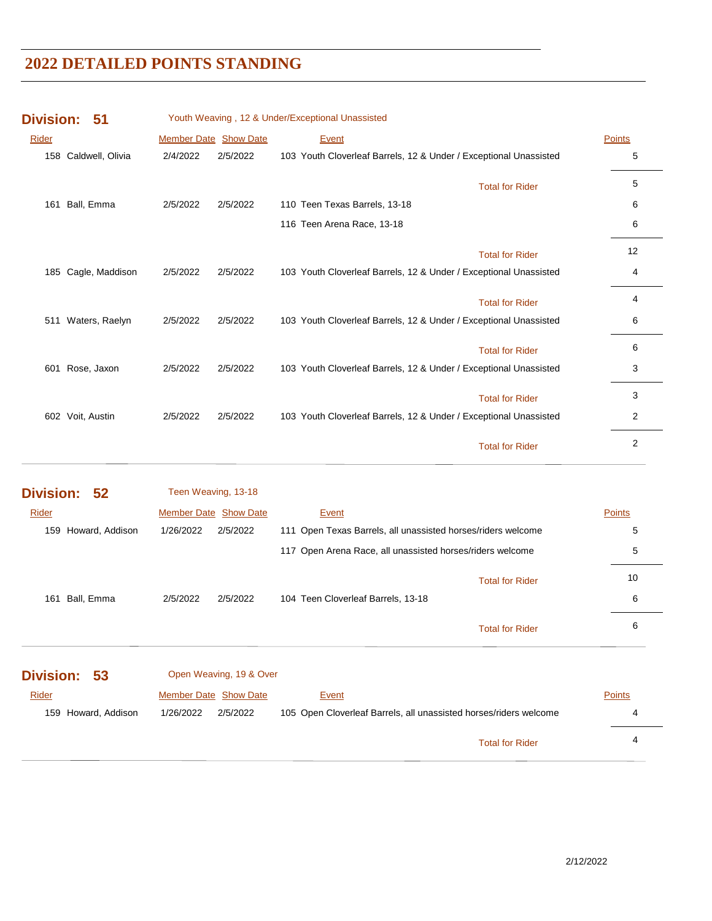# 2022 DETAILED POINTS STANDING

## Division: 51

Youth Weaving , 12 & Under/Exceptional Unassisted

| Rider | Member Date | Show Date | Event | Points |
|---|---|---|---|---|
| 158 Caldwell, Olivia | 2/4/2022 | 2/5/2022 | 103 Youth Cloverleaf Barrels, 12 & Under / Exceptional Unassisted | 5 |
| | | | Total for Rider | 5 |
| 161 Ball, Emma | 2/5/2022 | 2/5/2022 | 110 Teen Texas Barrels, 13-18 | 6 |
| | | | 116 Teen Arena Race, 13-18 | 6 |
| | | | Total for Rider | 12 |
| 185 Cagle, Maddison | 2/5/2022 | 2/5/2022 | 103 Youth Cloverleaf Barrels, 12 & Under / Exceptional Unassisted | 4 |
| | | | Total for Rider | 4 |
| 511 Waters, Raelyn | 2/5/2022 | 2/5/2022 | 103 Youth Cloverleaf Barrels, 12 & Under / Exceptional Unassisted | 6 |
| | | | Total for Rider | 6 |
| 601 Rose, Jaxon | 2/5/2022 | 2/5/2022 | 103 Youth Cloverleaf Barrels, 12 & Under / Exceptional Unassisted | 3 |
| | | | Total for Rider | 3 |
| 602 Voit, Austin | 2/5/2022 | 2/5/2022 | 103 Youth Cloverleaf Barrels, 12 & Under / Exceptional Unassisted | 2 |
| | | | Total for Rider | 2 |

## Division: 52

Teen Weaving, 13-18

| Rider | Member Date | Show Date | Event | Points |
|---|---|---|---|---|
| 159 Howard, Addison | 1/26/2022 | 2/5/2022 | 111 Open Texas Barrels, all unassisted horses/riders welcome | 5 |
| | | | 117 Open Arena Race, all unassisted horses/riders welcome | 5 |
| | | | Total for Rider | 10 |
| 161 Ball, Emma | 2/5/2022 | 2/5/2022 | 104 Teen Cloverleaf Barrels, 13-18 | 6 |
| | | | Total for Rider | 6 |

## Division: 53

Open Weaving, 19 & Over

| Rider | Member Date | Show Date | Event | Points |
|---|---|---|---|---|
| 159 Howard, Addison | 1/26/2022 | 2/5/2022 | 105 Open Cloverleaf Barrels, all unassisted horses/riders welcome | 4 |
| | | | Total for Rider | 4 |

2/12/2022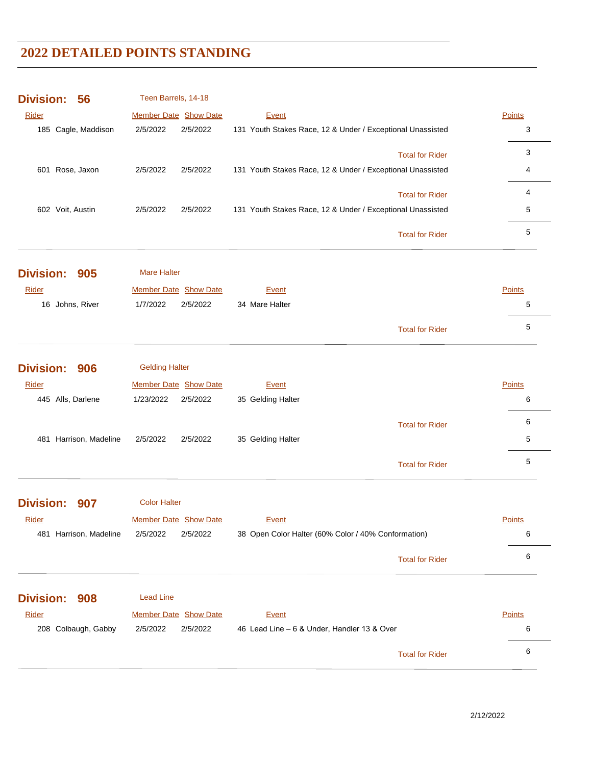## 2022 DETAILED POINTS STANDING

### Division: 56 — Teen Barrels, 14-18

| Rider | Member Date | Show Date | Event | Points |
|---|---|---|---|---|
| 185 Cagle, Maddison | 2/5/2022 | 2/5/2022 | 131 Youth Stakes Race, 12 & Under / Exceptional Unassisted | 3 |
| | | | Total for Rider | 3 |
| 601 Rose, Jaxon | 2/5/2022 | 2/5/2022 | 131 Youth Stakes Race, 12 & Under / Exceptional Unassisted | 4 |
| | | | Total for Rider | 4 |
| 602 Voit, Austin | 2/5/2022 | 2/5/2022 | 131 Youth Stakes Race, 12 & Under / Exceptional Unassisted | 5 |
| | | | Total for Rider | 5 |

### Division: 905 — Mare Halter

| Rider | Member Date | Show Date | Event | Points |
|---|---|---|---|---|
| 16 Johns, River | 1/7/2022 | 2/5/2022 | 34 Mare Halter | 5 |
| | | | Total for Rider | 5 |

### Division: 906 — Gelding Halter

| Rider | Member Date | Show Date | Event | Points |
|---|---|---|---|---|
| 445 Alls, Darlene | 1/23/2022 | 2/5/2022 | 35 Gelding Halter | 6 |
| | | | Total for Rider | 6 |
| 481 Harrison, Madeline | 2/5/2022 | 2/5/2022 | 35 Gelding Halter | 5 |
| | | | Total for Rider | 5 |

### Division: 907 — Color Halter

| Rider | Member Date | Show Date | Event | Points |
|---|---|---|---|---|
| 481 Harrison, Madeline | 2/5/2022 | 2/5/2022 | 38 Open Color Halter (60% Color / 40% Conformation) | 6 |
| | | | Total for Rider | 6 |

### Division: 908 — Lead Line

| Rider | Member Date | Show Date | Event | Points |
|---|---|---|---|---|
| 208 Colbaugh, Gabby | 2/5/2022 | 2/5/2022 | 46 Lead Line – 6 & Under, Handler 13 & Over | 6 |
| | | | Total for Rider | 6 |

2/12/2022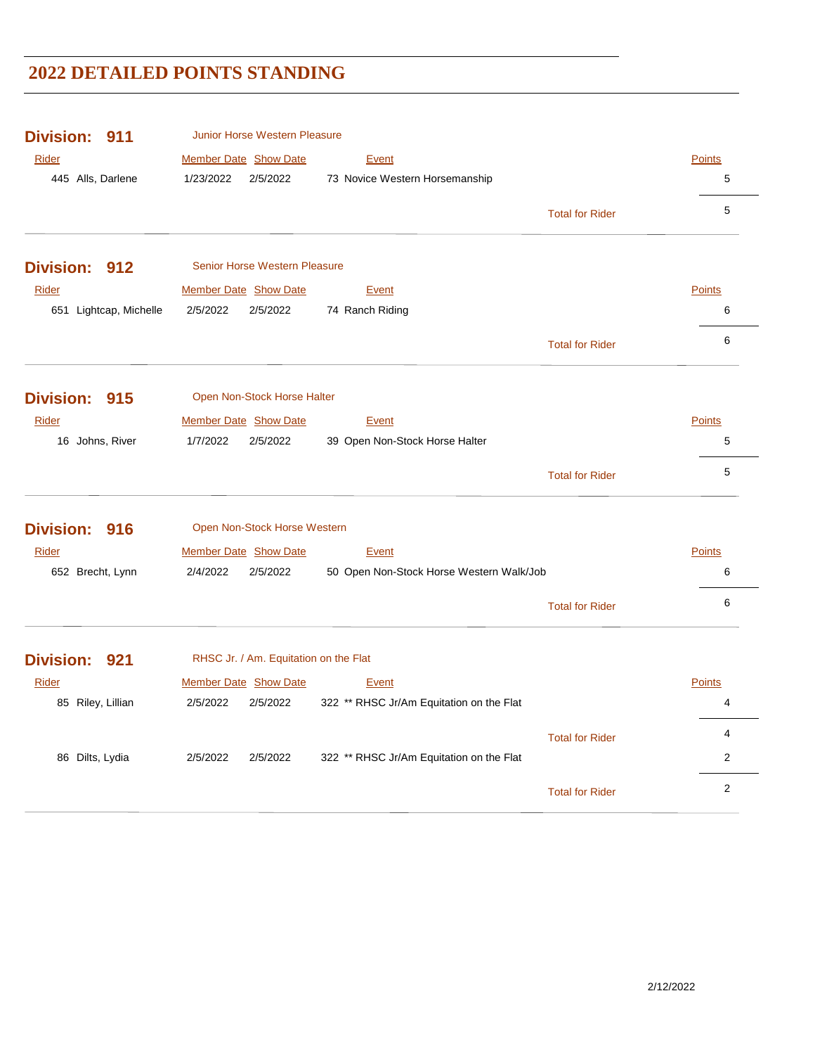# 2022 DETAILED POINTS STANDING

## Division: 911 — Junior Horse Western Pleasure

| Rider | Member Date | Show Date | Event | Points |
|---|---|---|---|---|
| 445 Alls, Darlene | 1/23/2022 | 2/5/2022 | 73 Novice Western Horsemanship | 5 |
| | | | Total for Rider | 5 |

## Division: 912 — Senior Horse Western Pleasure

| Rider | Member Date | Show Date | Event | Points |
|---|---|---|---|---|
| 651 Lightcap, Michelle | 2/5/2022 | 2/5/2022 | 74 Ranch Riding | 6 |
| | | | Total for Rider | 6 |

## Division: 915 — Open Non-Stock Horse Halter

| Rider | Member Date | Show Date | Event | Points |
|---|---|---|---|---|
| 16 Johns, River | 1/7/2022 | 2/5/2022 | 39 Open Non-Stock Horse Halter | 5 |
| | | | Total for Rider | 5 |

## Division: 916 — Open Non-Stock Horse Western

| Rider | Member Date | Show Date | Event | Points |
|---|---|---|---|---|
| 652 Brecht, Lynn | 2/4/2022 | 2/5/2022 | 50 Open Non-Stock Horse Western Walk/Job | 6 |
| | | | Total for Rider | 6 |

## Division: 921 — RHSC Jr. / Am. Equitation on the Flat

| Rider | Member Date | Show Date | Event | Points |
|---|---|---|---|---|
| 85 Riley, Lillian | 2/5/2022 | 2/5/2022 | 322 ** RHSC Jr/Am Equitation on the Flat | 4 |
| | | | Total for Rider | 4 |
| 86 Dilts, Lydia | 2/5/2022 | 2/5/2022 | 322 ** RHSC Jr/Am Equitation on the Flat | 2 |
| | | | Total for Rider | 2 |

2/12/2022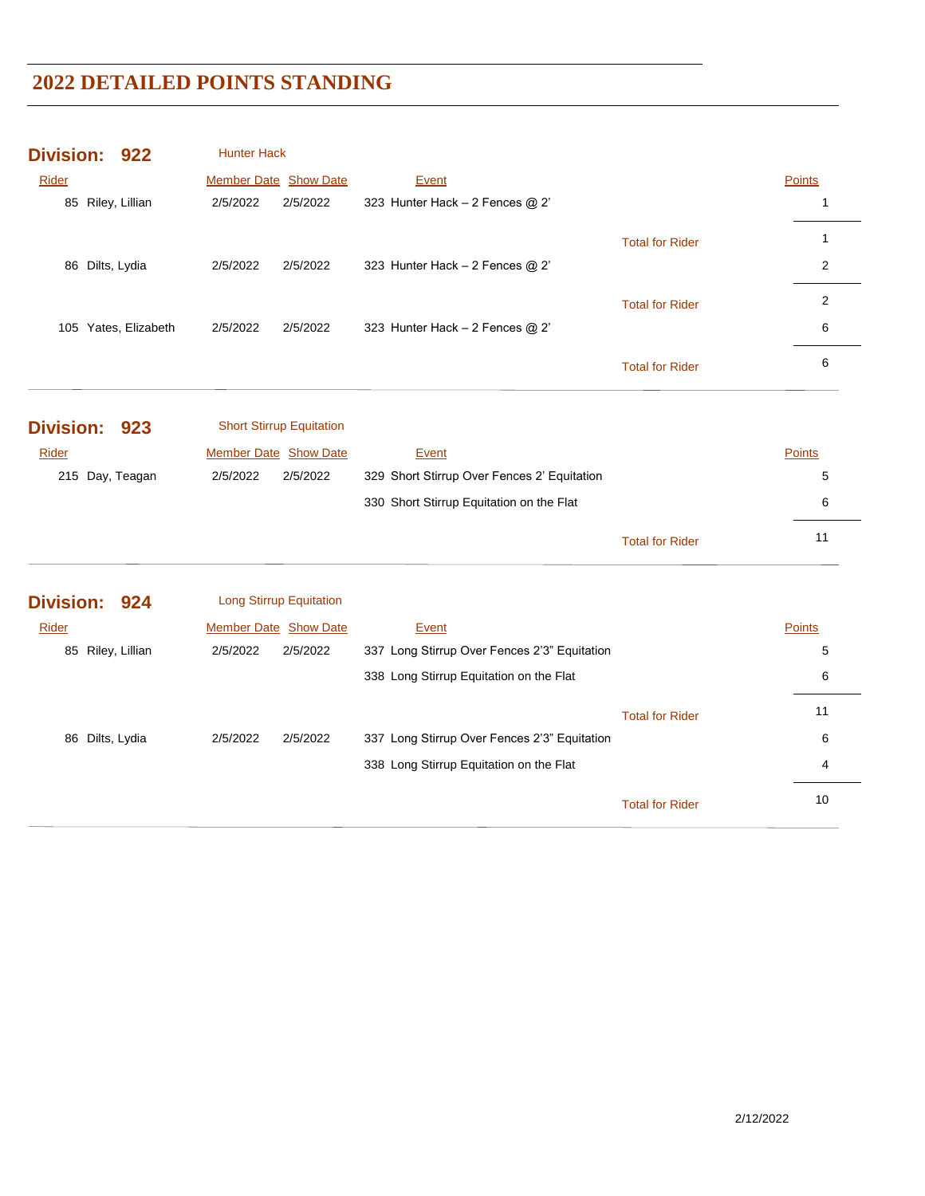# 2022 DETAILED POINTS STANDING

## Division: 922 — Hunter Hack

| Rider | Member Date | Show Date | Event | | Points |
|---|---|---|---|---|---|
| 85 Riley, Lillian | 2/5/2022 | 2/5/2022 | 323 Hunter Hack – 2 Fences @ 2' | | 1 |
| | | | | Total for Rider | 1 |
| 86 Dilts, Lydia | 2/5/2022 | 2/5/2022 | 323 Hunter Hack – 2 Fences @ 2' | | 2 |
| | | | | Total for Rider | 2 |
| 105 Yates, Elizabeth | 2/5/2022 | 2/5/2022 | 323 Hunter Hack – 2 Fences @ 2' | | 6 |
| | | | | Total for Rider | 6 |

## Division: 923 — Short Stirrup Equitation

| Rider | Member Date | Show Date | Event | | Points |
|---|---|---|---|---|---|
| 215 Day, Teagan | 2/5/2022 | 2/5/2022 | 329 Short Stirrup Over Fences 2' Equitation | | 5 |
| | | | 330 Short Stirrup Equitation on the Flat | | 6 |
| | | | | Total for Rider | 11 |

## Division: 924 — Long Stirrup Equitation

| Rider | Member Date | Show Date | Event | | Points |
|---|---|---|---|---|---|
| 85 Riley, Lillian | 2/5/2022 | 2/5/2022 | 337 Long Stirrup Over Fences 2'3" Equitation | | 5 |
| | | | 338 Long Stirrup Equitation on the Flat | | 6 |
| | | | | Total for Rider | 11 |
| 86 Dilts, Lydia | 2/5/2022 | 2/5/2022 | 337 Long Stirrup Over Fences 2'3" Equitation | | 6 |
| | | | 338 Long Stirrup Equitation on the Flat | | 4 |
| | | | | Total for Rider | 10 |

2/12/2022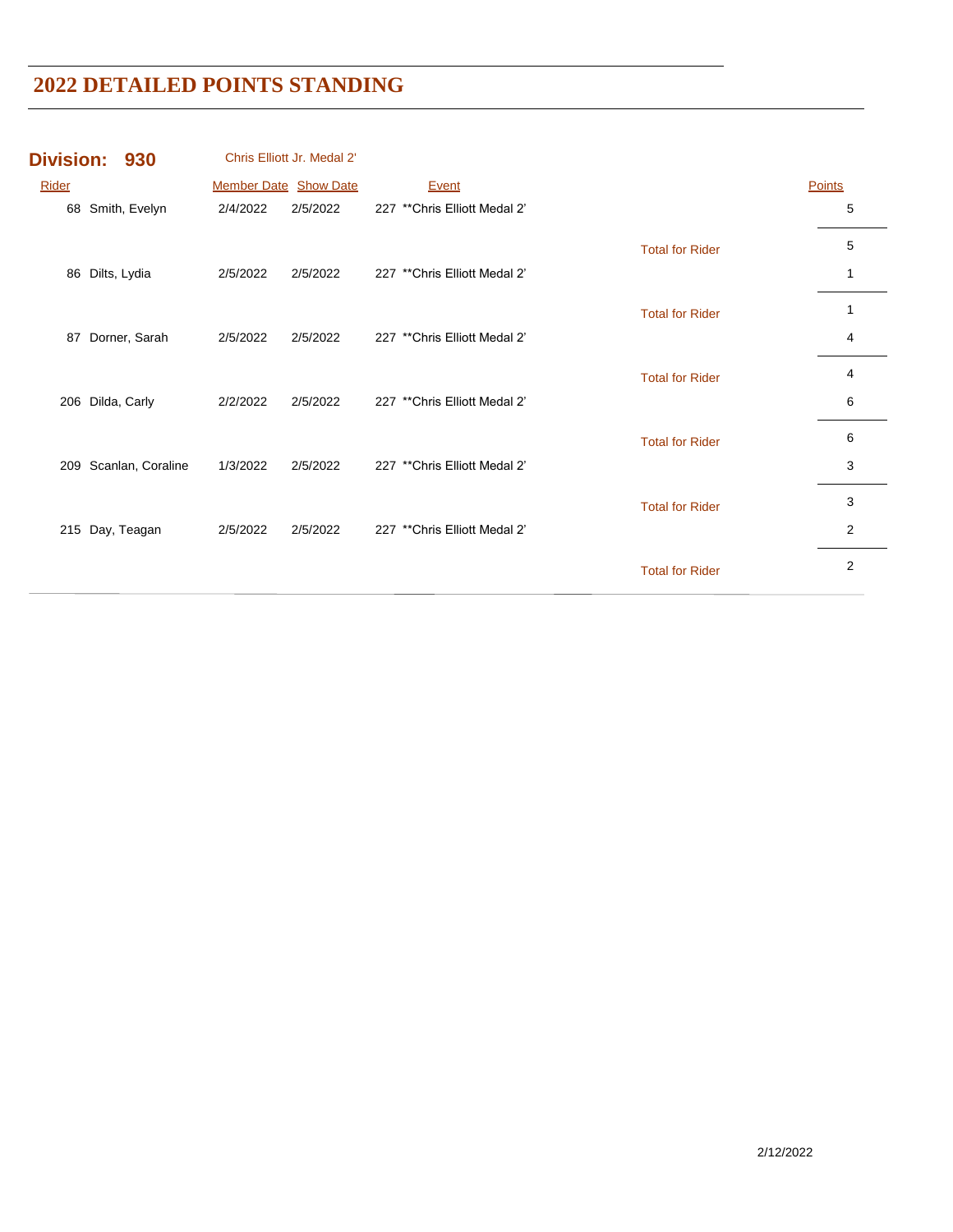# 2022 DETAILED POINTS STANDING

## Division: 930 Chris Elliott Jr. Medal 2'

| Rider | | Member Date | Show Date | Event | | Points |
|---|---|---|---|---|---|---|
| 68 | Smith, Evelyn | 2/4/2022 | 2/5/2022 | 227 **Chris Elliott Medal 2' | | 5 |
| | | | | | Total for Rider | 5 |
| 86 | Dilts, Lydia | 2/5/2022 | 2/5/2022 | 227 **Chris Elliott Medal 2' | | 1 |
| | | | | | Total for Rider | 1 |
| 87 | Dorner, Sarah | 2/5/2022 | 2/5/2022 | 227 **Chris Elliott Medal 2' | | 4 |
| | | | | | Total for Rider | 4 |
| 206 | Dilda, Carly | 2/2/2022 | 2/5/2022 | 227 **Chris Elliott Medal 2' | | 6 |
| | | | | | Total for Rider | 6 |
| 209 | Scanlan, Coraline | 1/3/2022 | 2/5/2022 | 227 **Chris Elliott Medal 2' | | 3 |
| | | | | | Total for Rider | 3 |
| 215 | Day, Teagan | 2/5/2022 | 2/5/2022 | 227 **Chris Elliott Medal 2' | | 2 |
| | | | | | Total for Rider | 2 |

2/12/2022